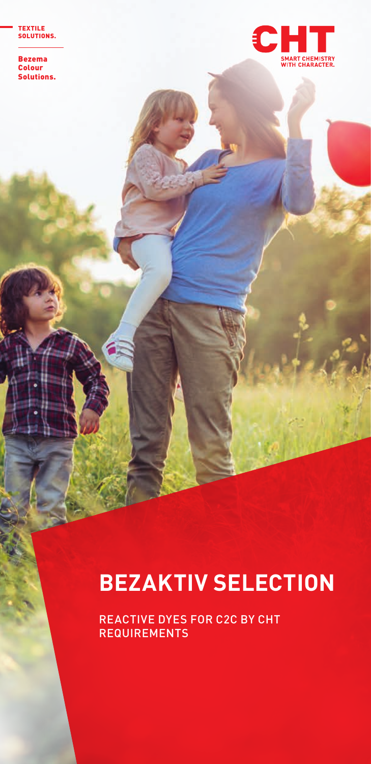TEXTILE SOLUTIONS.

Bezema Colour Solutions.

CHT

SMART CHEMISTRY WITH CHARACTER.

# BEZAKTIV SELECTION

REACTIVE DYES FOR C2C BY CHT REQUIREMENTS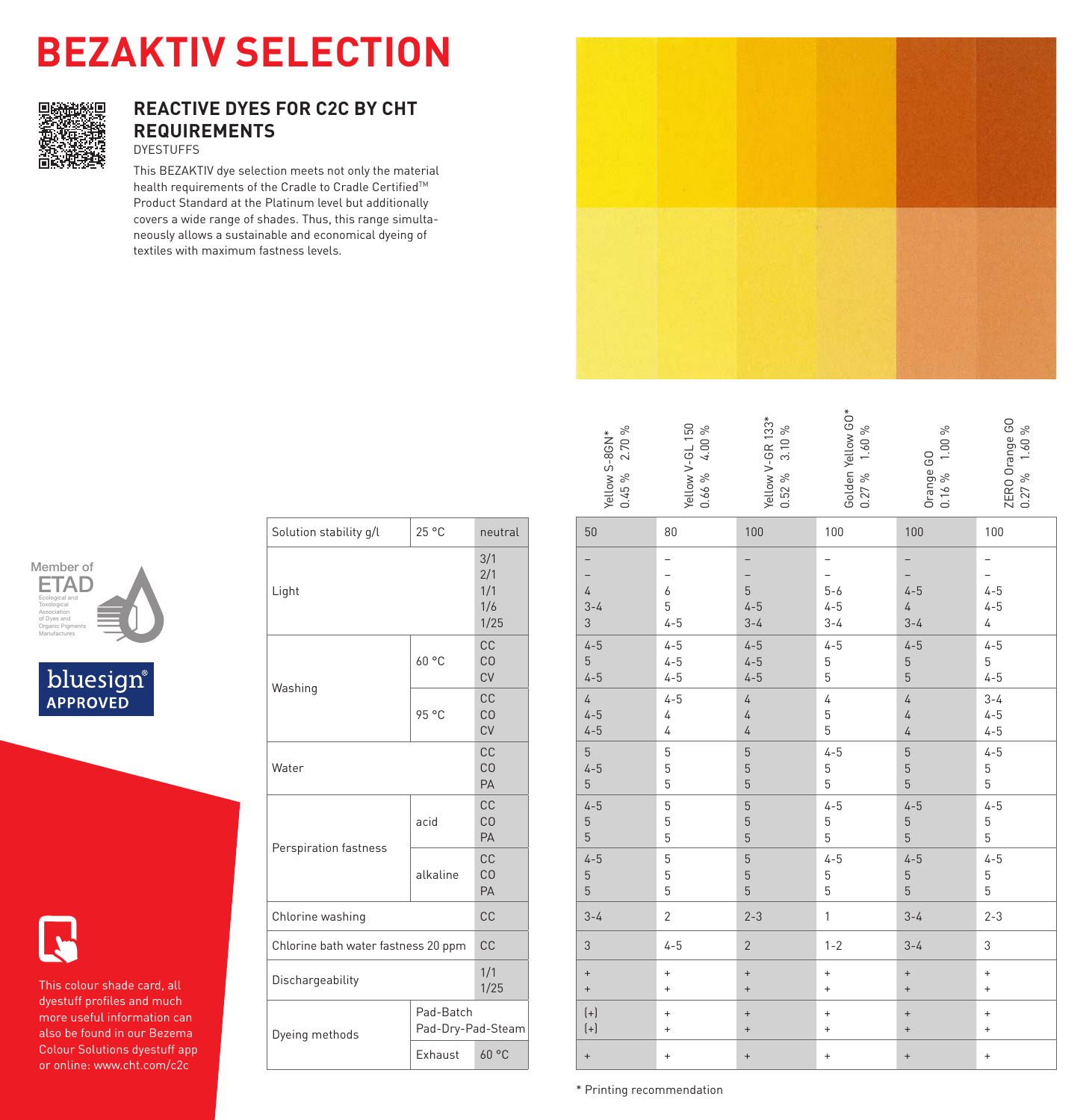# BEZAKTIV SELECTION

## REACTIVE DYES FOR C2C BY CHT REQUIREMENTS

DYESTUFFS

This BEZAKTIV dye selection meets not only the material health requirements of the Cradle to Cradle Certified™ Product Standard at the Platinum level but additionally covers a wide range of shades. Thus, this range simultaneously allows a sustainable and economical dyeing of textiles with maximum fastness levels.

Member of ETAD Ecological and Toxicological Association of Dyes and Organic Pigments Manufacturers

bluesign® APPROVED

This colour shade card, all dyestuff profiles and much more useful information can also be found in our Bezema Colour Solutions dyestuff app or online: www.cht.com/c2c

| | | | Yellow S-8GN* 0.45 % 2.70 % | Yellow V-GL 150 0.66 % 4.00 % | Yellow V-GR 133* 0.52 % 3.10 % | Golden Yellow GO* 0.27 % 1.60 % | Orange GO 0.16 % 1.00 % | ZERO Orange GO 0.27 % 1.60 % |
|---|---|---|---|---|---|---|---|---|
| Solution stability g/l | 25 °C | neutral | 50 | 80 | 100 | 100 | 100 | 100 |
| Light | | 3/1 | – | – | – | – | – | – |
| | | 2/1 | – | – | – | – | – | – |
| | | 1/1 | 4 | 6 | 5 | 5-6 | 4-5 | 4-5 |
| | | 1/6 | 3-4 | 5 | 4-5 | 4-5 | 4 | 4-5 |
| | | 1/25 | 3 | 4-5 | 3-4 | 3-4 | 3-4 | 4 |
| Washing | 60 °C | CC | 4-5 | 4-5 | 4-5 | 4-5 | 4-5 | 4-5 |
| | | CO | 5 | 4-5 | 4-5 | 5 | 5 | 5 |
| | | CV | 4-5 | 4-5 | 4-5 | 5 | 5 | 4-5 |
| | 95 °C | CC | 4 | 4-5 | 4 | 4 | 4 | 3-4 |
| | | CO | 4-5 | 4 | 4 | 5 | 4 | 4-5 |
| | | CV | 4-5 | 4 | 4 | 5 | 4 | 4-5 |
| Water | | CC | 5 | 5 | 5 | 4-5 | 5 | 4-5 |
| | | CO | 4-5 | 5 | 5 | 5 | 5 | 5 |
| | | PA | 5 | 5 | 5 | 5 | 5 | 5 |
| Perspiration fastness | acid | CC | 4-5 | 5 | 5 | 4-5 | 4-5 | 4-5 |
| | | CO | 5 | 5 | 5 | 5 | 5 | 5 |
| | | PA | 5 | 5 | 5 | 5 | 5 | 5 |
| | alkaline | CC | 4-5 | 5 | 5 | 4-5 | 4-5 | 4-5 |
| | | CO | 5 | 5 | 5 | 5 | 5 | 5 |
| | | PA | 5 | 5 | 5 | 5 | 5 | 5 |
| Chlorine washing | | CC | 3-4 | 2 | 2-3 | 1 | 3-4 | 2-3 |
| Chlorine bath water fastness 20 ppm | | CC | 3 | 4-5 | 2 | 1-2 | 3-4 | 3 |
| Dischargeability | | 1/1 | + | + | + | + | + | + |
| | | 1/25 | + | + | + | + | + | + |
| Dyeing methods | Pad-Batch | | (+) | + | + | + | + | + |
| | Pad-Dry-Pad-Steam | | (+) | + | + | + | + | + |
| | Exhaust | 60 °C | + | + | + | + | + | + |

* Printing recommendation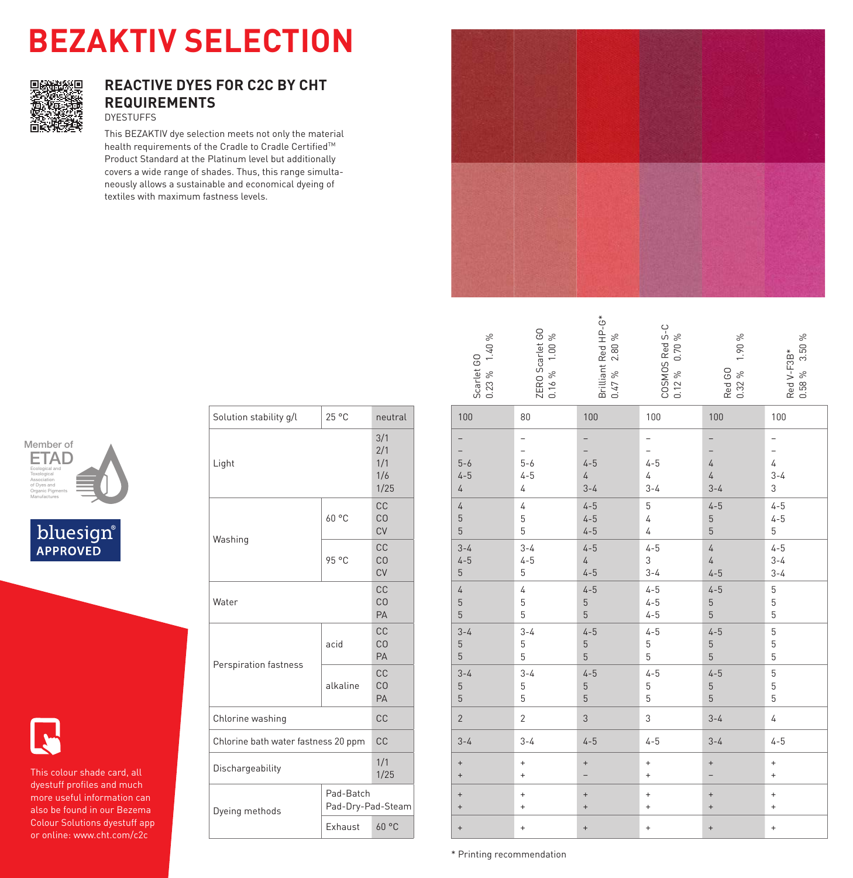# BEZAKTIV SELECTION

## REACTIVE DYES FOR C2C BY CHT REQUIREMENTS

DYESTUFFS

This BEZAKTIV dye selection meets not only the material health requirements of the Cradle to Cradle Certified™ Product Standard at the Platinum level but additionally covers a wide range of shades. Thus, this range simultaneously allows a sustainable and economical dyeing of textiles with maximum fastness levels.

| | | | Scarlet GO 0.23 % 1.40 % | ZERO Scarlet GO 0.16 % 1.00 % | Brilliant Red HP-G* 0.47 % 2.80 % | COSMOS Red S-C 0.12 % 0.70 % | Red GO 0.32 % 1.90 % | Red V-F3B* 0.58 % 3.50 % |
|---|---|---|---|---|---|---|---|---|
| Solution stability g/l | 25 °C | neutral | 100 | 80 | 100 | 100 | 100 | 100 |
| Light | | 3/1 | – | – | – | – | – | – |
| | | 2/1 | – | – | – | – | – | – |
| | | 1/1 | 5-6 | 5-6 | 4-5 | 4-5 | 4 | 4 |
| | | 1/6 | 4-5 | 4-5 | 4 | 4 | 4 | 3-4 |
| | | 1/25 | 4 | 4 | 3-4 | 3-4 | 3-4 | 3 |
| Washing | 60 °C | CC | 4 | 4 | 4-5 | 5 | 4-5 | 4-5 |
| | | CO | 5 | 5 | 4-5 | 4 | 5 | 4-5 |
| | | CV | 5 | 5 | 4-5 | 4 | 5 | 5 |
| | 95 °C | CC | 3-4 | 3-4 | 4-5 | 4-5 | 4 | 4-5 |
| | | CO | 4-5 | 4-5 | 4 | 3 | 4 | 3-4 |
| | | CV | 5 | 5 | 4-5 | 3-4 | 4-5 | 3-4 |
| Water | | CC | 4 | 4 | 4-5 | 4-5 | 4-5 | 5 |
| | | CO | 5 | 5 | 5 | 4-5 | 5 | 5 |
| | | PA | 5 | 5 | 5 | 4-5 | 5 | 5 |
| Perspiration fastness | acid | CC | 3-4 | 3-4 | 4-5 | 4-5 | 4-5 | 5 |
| | | CO | 5 | 5 | 5 | 5 | 5 | 5 |
| | | PA | 5 | 5 | 5 | 5 | 5 | 5 |
| | alkaline | CC | 3-4 | 3-4 | 4-5 | 4-5 | 4-5 | 5 |
| | | CO | 5 | 5 | 5 | 5 | 5 | 5 |
| | | PA | 5 | 5 | 5 | 5 | 5 | 5 |
| Chlorine washing | | CC | 2 | 2 | 3 | 3 | 3-4 | 4 |
| Chlorine bath water fastness 20 ppm | | CC | 3-4 | 3-4 | 4-5 | 4-5 | 3-4 | 4-5 |
| Dischargeability | | 1/1 | + | + | + | + | + | + |
| | | 1/25 | + | + | – | + | – | + |
| Dyeing methods | Pad-Batch | | + | + | + | + | + | + |
| | Pad-Dry-Pad-Steam | | + | + | + | + | + | + |
| | Exhaust | 60 °C | + | + | + | + | + | + |

\* Printing recommendation

Member of ETAD Ecological and Toxological Association of Dyes and Organic Pigments Manufacturers

bluesign® APPROVED

This colour shade card, all dyestuff profiles and much more useful information can also be found in our Bezema Colour Solutions dyestuff app or online: www.cht.com/c2c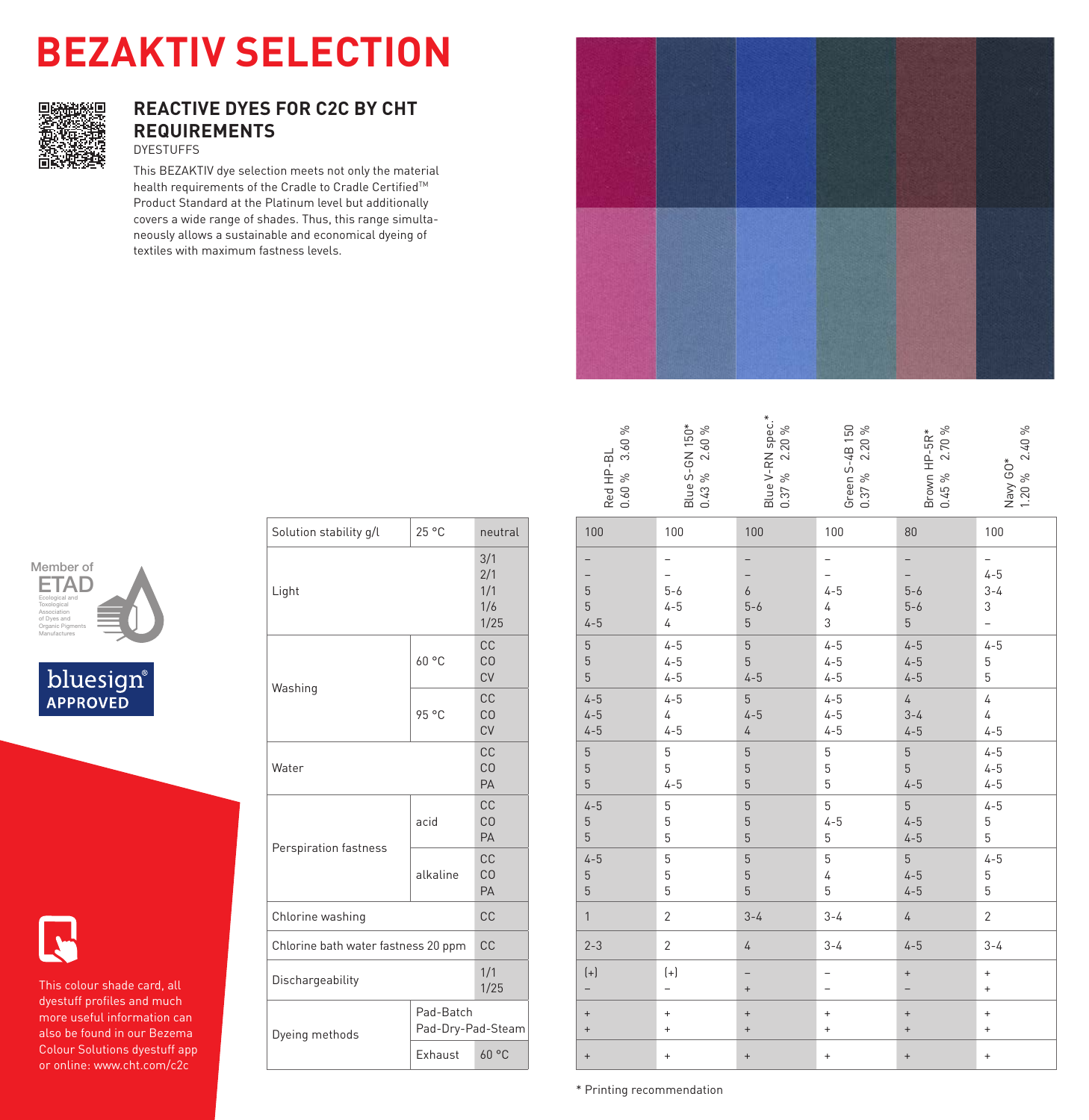# BEZAKTIV SELECTION

## REACTIVE DYES FOR C2C BY CHT REQUIREMENTS

DYESTUFFS

This BEZAKTIV dye selection meets not only the material health requirements of the Cradle to Cradle Certified™ Product Standard at the Platinum level but additionally covers a wide range of shades. Thus, this range simultaneously allows a sustainable and economical dyeing of textiles with maximum fastness levels.

Member of ETAD Ecological and Toxicological Association of Dyes and Organic Pigments Manufactures

bluesign® APPROVED

This colour shade card, all dyestuff profiles and much more useful information can also be found in our Bezema Colour Solutions dyestuff app or online: www.cht.com/c2c

| | | | Red HP-BL 0.60 % 3.60 % | Blue S-GN 150* 0.43 % 2.60 % | Blue V-RN spec.* 0.37 % 2.20 % | Green S-4B 150 0.37 % 2.20 % | Brown HP-5R* 0.45 % 2.70 % | Navy GO* 1.20 % 2.40 % |
|---|---|---|---|---|---|---|---|---|
| Solution stability g/l | 25 °C | neutral | 100 | 100 | 100 | 100 | 80 | 100 |
| Light | | 3/1 | – | – | – | – | – | – |
| | | 2/1 | – | – | – | – | – | 4-5 |
| | | 1/1 | 5 | 5-6 | 6 | 4-5 | 5-6 | 3-4 |
| | | 1/6 | 5 | 4-5 | 5-6 | 4 | 5-6 | 3 |
| | | 1/25 | 4-5 | 4 | 5 | 3 | 5 | – |
| Washing | 60 °C | CC | 5 | 4-5 | 5 | 4-5 | 4-5 | 4-5 |
| | | CO | 5 | 4-5 | 5 | 4-5 | 4-5 | 5 |
| | | CV | 5 | 4-5 | 4-5 | 4-5 | 4-5 | 5 |
| | 95 °C | CC | 4-5 | 4-5 | 5 | 4-5 | 4 | 4 |
| | | CO | 4-5 | 4 | 4-5 | 4-5 | 3-4 | 4 |
| | | CV | 4-5 | 4-5 | 4 | 4-5 | 4-5 | 4-5 |
| Water | | CC | 5 | 5 | 5 | 5 | 5 | 4-5 |
| | | CO | 5 | 5 | 5 | 5 | 5 | 4-5 |
| | | PA | 5 | 4-5 | 5 | 5 | 4-5 | 4-5 |
| Perspiration fastness | acid | CC | 4-5 | 5 | 5 | 5 | 5 | 4-5 |
| | | CO | 5 | 5 | 5 | 4-5 | 4-5 | 5 |
| | | PA | 5 | 5 | 5 | 5 | 4-5 | 5 |
| | alkaline | CC | 4-5 | 5 | 5 | 5 | 5 | 4-5 |
| | | CO | 5 | 5 | 5 | 4 | 4-5 | 5 |
| | | PA | 5 | 5 | 5 | 5 | 4-5 | 5 |
| Chlorine washing | | CC | 1 | 2 | 3-4 | 3-4 | 4 | 2 |
| Chlorine bath water fastness 20 ppm | | CC | 2-3 | 2 | 4 | 3-4 | 4-5 | 3-4 |
| Dischargeability | | 1/1 | (+) | (+) | – | – | + | + |
| | | 1/25 | – | – | + | – | – | + |
| Dyeing methods | Pad-Batch | | + | + | + | + | + | + |
| | Pad-Dry-Pad-Steam | | + | + | + | + | + | + |
| | Exhaust | 60 °C | + | + | + | + | + | + |

* Printing recommendation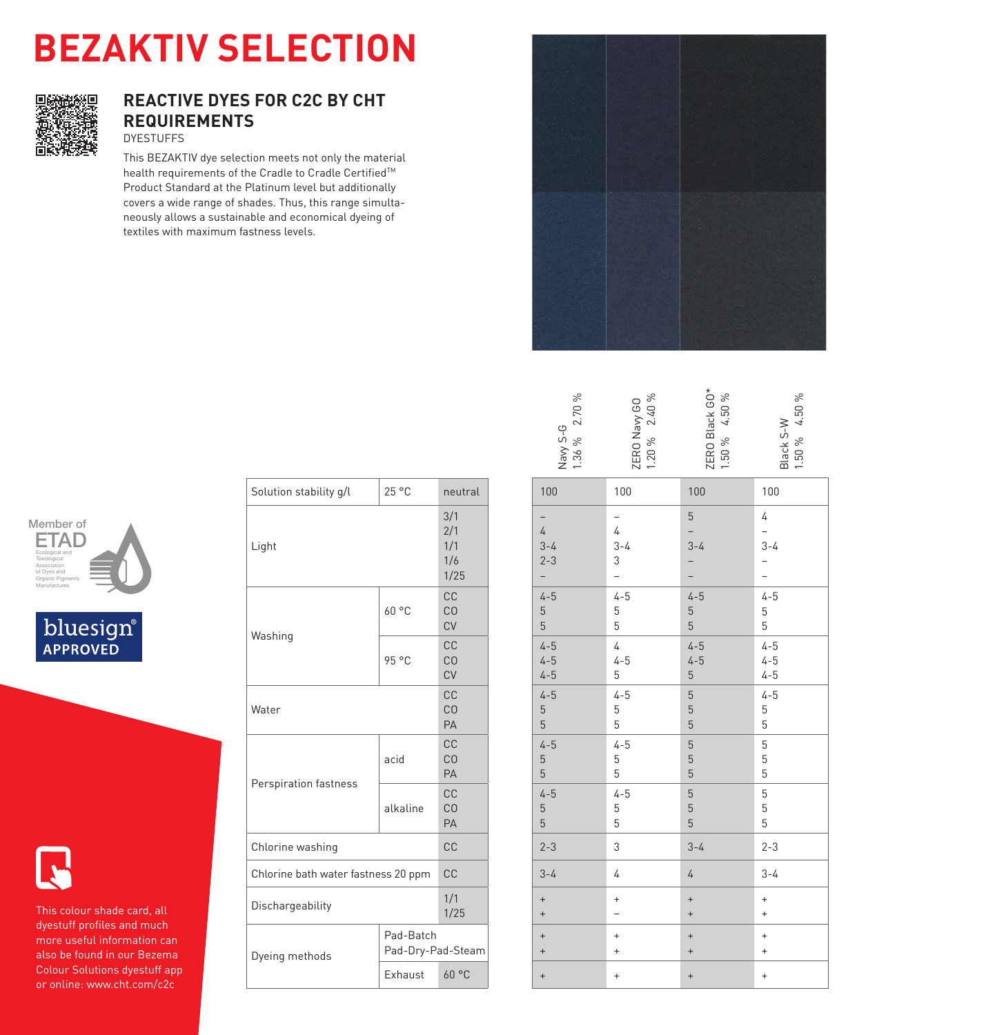# BEZAKTIV SELECTION

## REACTIVE DYES FOR C2C BY CHT REQUIREMENTS

DYESTUFFS

This BEZAKTIV dye selection meets not only the material health requirements of the Cradle to Cradle Certified™ Product Standard at the Platinum level but additionally covers a wide range of shades. Thus, this range simultaneously allows a sustainable and economical dyeing of textiles with maximum fastness levels.

| | | | Navy S-G 1.36 % 2.70 % | ZERO Navy GO 1.20 % 2.40 % | ZERO Black GO* 1.50 % 4.50 % | Black S-W 1.50 % 4.50 % |
|---|---|---|---|---|---|---|
| Solution stability g/l | 25 °C | neutral | 100 | 100 | 100 | 100 |
| Light | | 3/1<br>2/1<br>1/1<br>1/6<br>1/25 | –<br>4<br>3-4<br>2-3<br>– | –<br>4<br>3-4<br>3<br>– | 5<br>–<br>3-4<br>–<br>– | 4<br>–<br>3-4<br>–<br>– |
| Washing | 60 °C | CC<br>CO<br>CV | 4-5<br>5<br>5 | 4-5<br>5<br>5 | 4-5<br>5<br>5 | 4-5<br>5<br>5 |
| | 95 °C | CC<br>CO<br>CV | 4-5<br>4-5<br>4-5 | 4<br>4-5<br>5 | 4-5<br>4-5<br>5 | 4-5<br>4-5<br>4-5 |
| Water | | CC<br>CO<br>PA | 4-5<br>5<br>5 | 4-5<br>5<br>5 | 5<br>5<br>5 | 4-5<br>5<br>5 |
| Perspiration fastness | acid | CC<br>CO<br>PA | 4-5<br>5<br>5 | 4-5<br>5<br>5 | 5<br>5<br>5 | 5<br>5<br>5 |
| | alkaline | CC<br>CO<br>PA | 4-5<br>5<br>5 | 4-5<br>5<br>5 | 5<br>5<br>5 | 5<br>5<br>5 |
| Chlorine washing | | CC | 2-3 | 3 | 3-4 | 2-3 |
| Chlorine bath water fastness 20 ppm | | CC | 3-4 | 4 | 4 | 3-4 |
| Dischargeability | | 1/1<br>1/25 | +<br>+ | +<br>– | +<br>+ | +<br>+ |
| Dyeing methods | Pad-Batch<br>Pad-Dry-Pad-Steam | | +<br>+ | +<br>+ | +<br>+ | +<br>+ |
| | Exhaust | 60 °C | + | + | + | + |

Member of ETAD Ecological and Toxicological Association of Dyes and Organic Pigments Manufactures

bluesign® APPROVED

This colour shade card, all dyestuff profiles and much more useful information can also be found in our Bezema Colour Solutions dyestuff app or online: www.cht.com/c2c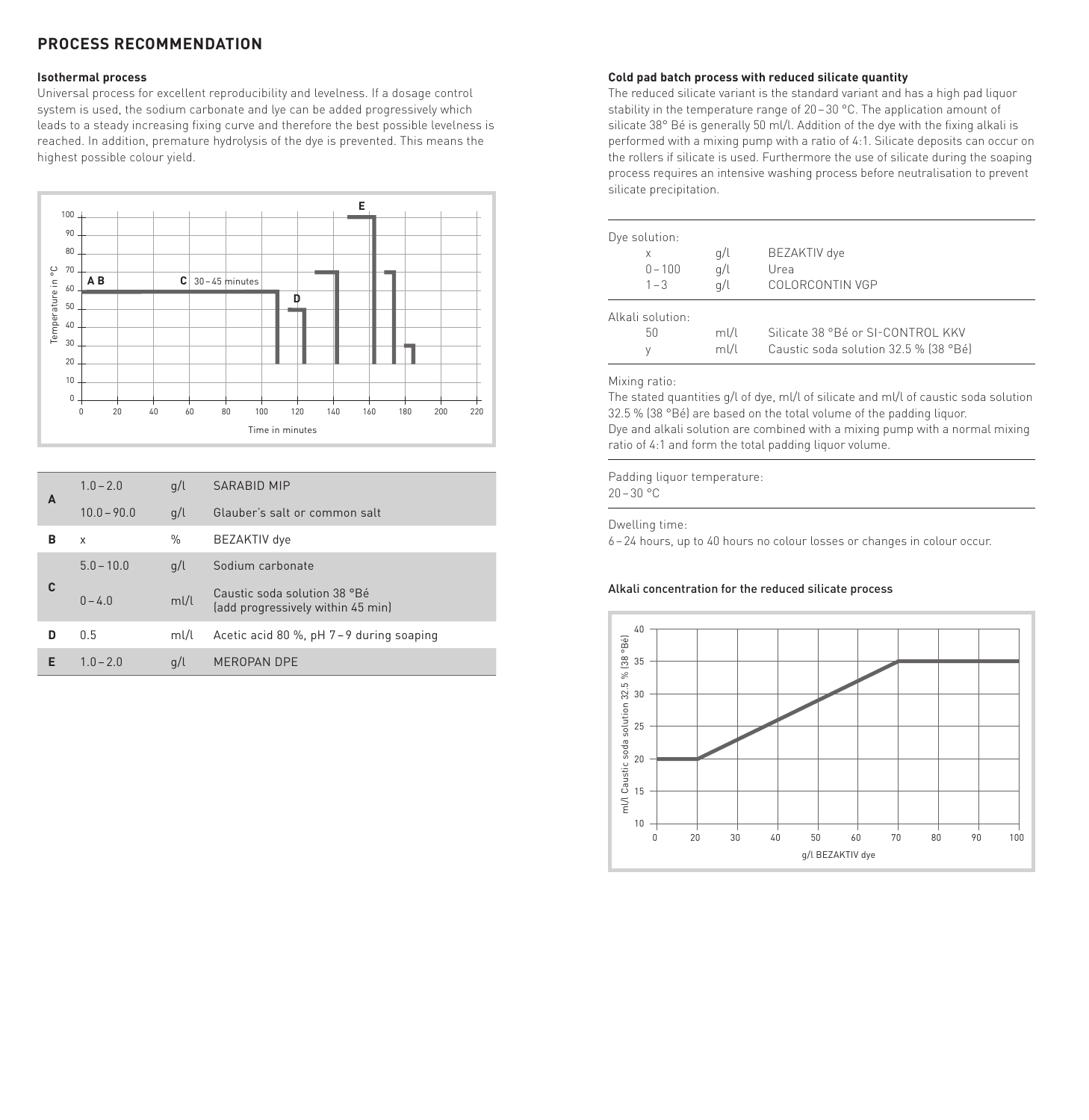## PROCESS RECOMMENDATION

### Isothermal process

Universal process for excellent reproducibility and levelness. If a dosage control system is used, the sodium carbonate and lye can be added progressively which leads to a steady increasing fixing curve and therefore the best possible levelness is reached. In addition, premature hydrolysis of the dye is prevented. This means the highest possible colour yield.

| | | | |
|---|---|---|---|
| **A** | 1.0 – 2.0 | g/l | SARABID MIP |
| | 10.0 – 90.0 | g/l | Glauber's salt or common salt |
| **B** | x | % | BEZAKTIV dye |
| **C** | 5.0 – 10.0 | g/l | Sodium carbonate |
| | 0 – 4.0 | ml/l | Caustic soda solution 38 °Bé (add progressively within 45 min) |
| **D** | 0.5 | ml/l | Acetic acid 80 %, pH 7 – 9 during soaping |
| **E** | 1.0 – 2.0 | g/l | MEROPAN DPE |

### Cold pad batch process with reduced silicate quantity

The reduced silicate variant is the standard variant and has a high pad liquor stability in the temperature range of 20 – 30 °C. The application amount of silicate 38° Bé is generally 50 ml/l. Addition of the dye with the fixing alkali is performed with a mixing pump with a ratio of 4:1. Silicate deposits can occur on the rollers if silicate is used. Furthermore the use of silicate during the soaping process requires an intensive washing process before neutralisation to prevent silicate precipitation.

| | | |
|---|---|---|
| **Dye solution:** | | |
| x | g/l | BEZAKTIV dye |
| 0 – 100 | g/l | Urea |
| 1 – 3 | g/l | COLORCONTIN VGP |
| **Alkali solution:** | | |
| 50 | ml/l | Silicate 38 °Bé or SI-CONTROL KKV |
| y | ml/l | Caustic soda solution 32.5 % (38 °Bé) |

Mixing ratio:
The stated quantities g/l of dye, ml/l of silicate and ml/l of caustic soda solution 32.5 % (38 °Bé) are based on the total volume of the padding liquor.
Dye and alkali solution are combined with a mixing pump with a normal mixing ratio of 4:1 and form the total padding liquor volume.

Padding liquor temperature:
20 – 30 °C

Dwelling time:
6 – 24 hours, up to 40 hours no colour losses or changes in colour occur.

**Alkali concentration for the reduced silicate process**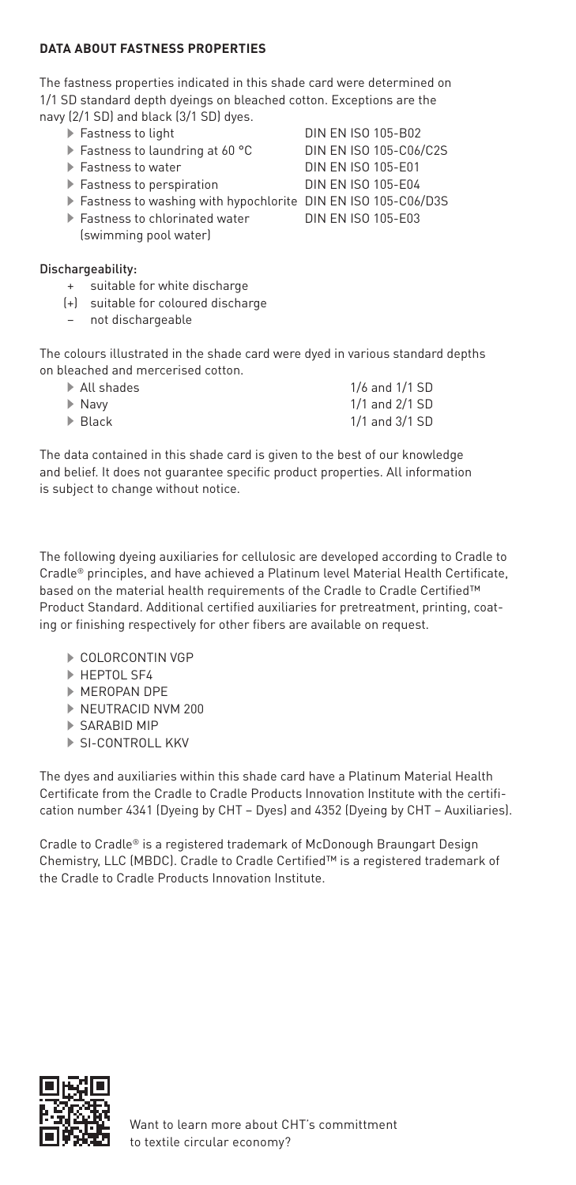**DATA ABOUT FASTNESS PROPERTIES**

The fastness properties indicated in this shade card were determined on 1/1 SD standard depth dyeings on bleached cotton. Exceptions are the navy (2/1 SD) and black (3/1 SD) dyes.

| | |
|---|---|
| ▶ Fastness to light | DIN EN ISO 105-B02 |
| ▶ Fastness to laundring at 60 °C | DIN EN ISO 105-C06/C2S |
| ▶ Fastness to water | DIN EN ISO 105-E01 |
| ▶ Fastness to perspiration | DIN EN ISO 105-E04 |
| ▶ Fastness to washing with hypochlorite | DIN EN ISO 105-C06/D3S |
| ▶ Fastness to chlorinated water (swimming pool water) | DIN EN ISO 105-E03 |

Dischargeability:

- \+ suitable for white discharge
- (+) suitable for coloured discharge
- – not dischargeable

The colours illustrated in the shade card were dyed in various standard depths on bleached and mercerised cotton.

| | |
|---|---|
| ▶ All shades | 1/6 and 1/1 SD |
| ▶ Navy | 1/1 and 2/1 SD |
| ▶ Black | 1/1 and 3/1 SD |

The data contained in this shade card is given to the best of our knowledge and belief. It does not guarantee specific product properties. All information is subject to change without notice.

The following dyeing auxiliaries for cellulosic are developed according to Cradle to Cradle® principles, and have achieved a Platinum level Material Health Certificate, based on the material health requirements of the Cradle to Cradle Certified™ Product Standard. Additional certified auxiliaries for pretreatment, printing, coating or finishing respectively for other fibers are available on request.

- ▶ COLORCONTIN VGP
- ▶ HEPTOL SF4
- ▶ MEROPAN DPE
- ▶ NEUTRACID NVM 200
- ▶ SARABID MIP
- ▶ SI-CONTROLL KKV

The dyes and auxiliaries within this shade card have a Platinum Material Health Certificate from the Cradle to Cradle Products Innovation Institute with the certification number 4341 (Dyeing by CHT – Dyes) and 4352 (Dyeing by CHT – Auxiliaries).

Cradle to Cradle® is a registered trademark of McDonough Braungart Design Chemistry, LLC (MBDC). Cradle to Cradle Certified™ is a registered trademark of the Cradle to Cradle Products Innovation Institute.

Want to learn more about CHT's committment to textile circular economy?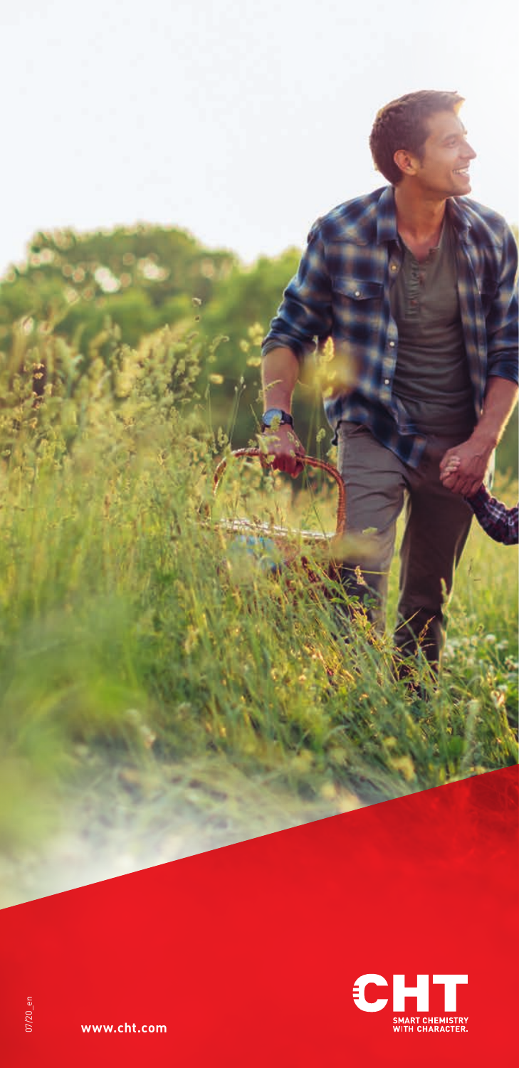07/20_en

www.cht.com

CHT

SMART CHEMISTRY WITH CHARACTER.